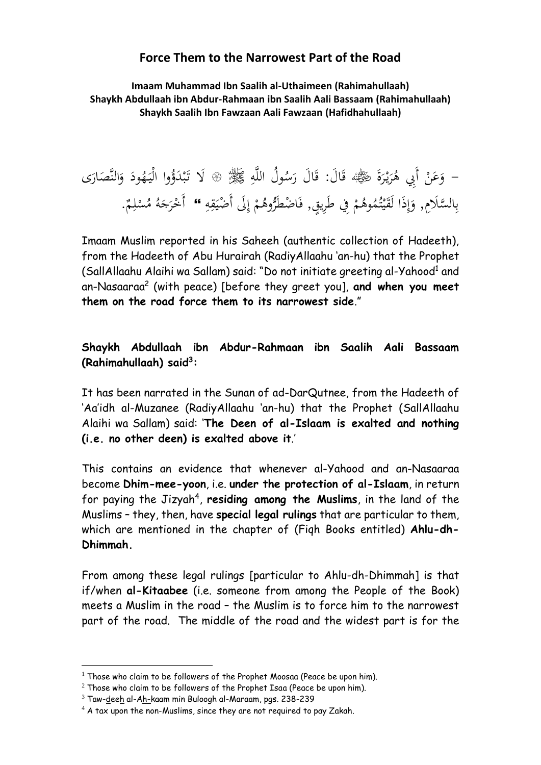## Force Them to the Narrowest Part of the Road

**Imaam Muhammad Ibn Saalih al-Uthaimeen (Rahimahullaah)**
**Shaykh Abdullaah ibn Abdur-Rahmaan ibn Saalih Aali Bassaam (Rahimahullaah)**
**Shaykh Saalih Ibn Fawzaan Aali Fawzaan (Hafidhahullaah)**

– وَعَنْ أَبِي هُرَيْرَةَ ﷺ قَالَ: قَالَ رَسُولُ اللَّهِ ﷺ ۞ لَا تَبْدَؤُوا الْيَهُودَ وَالنَّصَارَى بِالسَّلَامِ, وَإِذَا لَقَيْتُمُوهُمْ فِي طَرِيقٍ, فَاضْطَرُّوهُمْ إِلَى أَضْيَقِهِ " أَخْرَجَهُ مُسْلِمٌ.

Imaam Muslim reported in his Saheeh (authentic collection of Hadeeth), from the Hadeeth of Abu Hurairah (RadiyAllaahu 'an-hu) that the Prophet (SallAllaahu Alaihi wa Sallam) said: "Do not initiate greeting al-Yahood[1] and an-Nasaaraa[2] (with peace) [before they greet you], **and when you meet them on the road force them to its narrowest side**."

**Shaykh Abdullaah ibn Abdur-Rahmaan ibn Saalih Aali Bassaam (Rahimahullaah) said[3]:**

It has been narrated in the Sunan of ad-DarQutnee, from the Hadeeth of 'Aa'idh al-Muzanee (RadiyAllaahu 'an-hu) that the Prophet (SallAllaahu Alaihi wa Sallam) said: '**The Deen of al-Islaam is exalted and nothing (i.e. no other deen) is exalted above it**.'

This contains an evidence that whenever al-Yahood and an-Nasaaraa become **Dhim-mee-yoon**, i.e. **under the protection of al-Islaam**, in return for paying the Jizyah[4], **residing among the Muslims**, in the land of the Muslims – they, then, have **special legal rulings** that are particular to them, which are mentioned in the chapter of (Fiqh Books entitled) **Ahlu-dh-Dhimmah.**

From among these legal rulings [particular to Ahlu-dh-Dhimmah] is that if/when **al-Kitaabee** (i.e. someone from among the People of the Book) meets a Muslim in the road – the Muslim is to force him to the narrowest part of the road. The middle of the road and the widest part is for the

---

[1] Those who claim to be followers of the Prophet Moosaa (Peace be upon him).
[2] Those who claim to be followers of the Prophet Isaa (Peace be upon him).
[3] Taw-deeh al-Ah-kaam min Buloogh al-Maraam, pgs. 238-239
[4] A tax upon the non-Muslims, since they are not required to pay Zakah.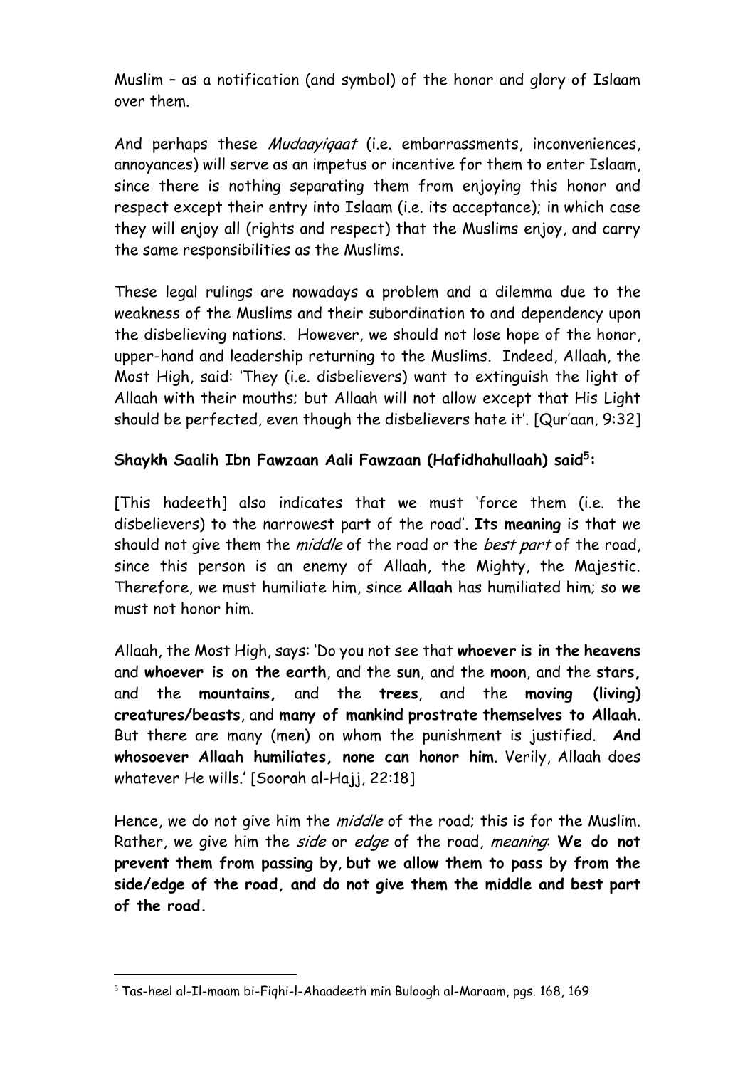Muslim – as a notification (and symbol) of the honor and glory of Islaam over them.

And perhaps these *Mudaayiqaat* (i.e. embarrassments, inconveniences, annoyances) will serve as an impetus or incentive for them to enter Islaam, since there is nothing separating them from enjoying this honor and respect except their entry into Islaam (i.e. its acceptance); in which case they will enjoy all (rights and respect) that the Muslims enjoy, and carry the same responsibilities as the Muslims.

These legal rulings are nowadays a problem and a dilemma due to the weakness of the Muslims and their subordination to and dependency upon the disbelieving nations. However, we should not lose hope of the honor, upper-hand and leadership returning to the Muslims. Indeed, Allaah, the Most High, said: 'They (i.e. disbelievers) want to extinguish the light of Allaah with their mouths; but Allaah will not allow except that His Light should be perfected, even though the disbelievers hate it'. [Qur'aan, 9:32]

**Shaykh Saalih Ibn Fawzaan Aali Fawzaan (Hafidhahullaah) said[5]:**

[This hadeeth] also indicates that we must 'force them (i.e. the disbelievers) to the narrowest part of the road'. **Its meaning** is that we should not give them the *middle* of the road or the *best part* of the road, since this person is an enemy of Allaah, the Mighty, the Majestic. Therefore, we must humiliate him, since **Allaah** has humiliated him; so **we** must not honor him.

Allaah, the Most High, says: 'Do you not see that **whoever is in the heavens** and **whoever is on the earth**, and the **sun**, and the **moon**, and the **stars,** and the **mountains,** and the **trees**, and the **moving (living) creatures/beasts**, and **many of mankind prostrate themselves to Allaah**. But there are many (men) on whom the punishment is justified. **And whosoever Allaah humiliates, none can honor him**. Verily, Allaah does whatever He wills.' [Soorah al-Hajj, 22:18]

Hence, we do not give him the *middle* of the road; this is for the Muslim. Rather, we give him the *side* or *edge* of the road, *meaning*: **We do not prevent them from passing by**, **but we allow them to pass by from the side/edge of the road, and do not give them the middle and best part of the road.**

---

[5] Tas-heel al-Il-maam bi-Fiqhi-l-Ahaadeeth min Buloogh al-Maraam, pgs. 168, 169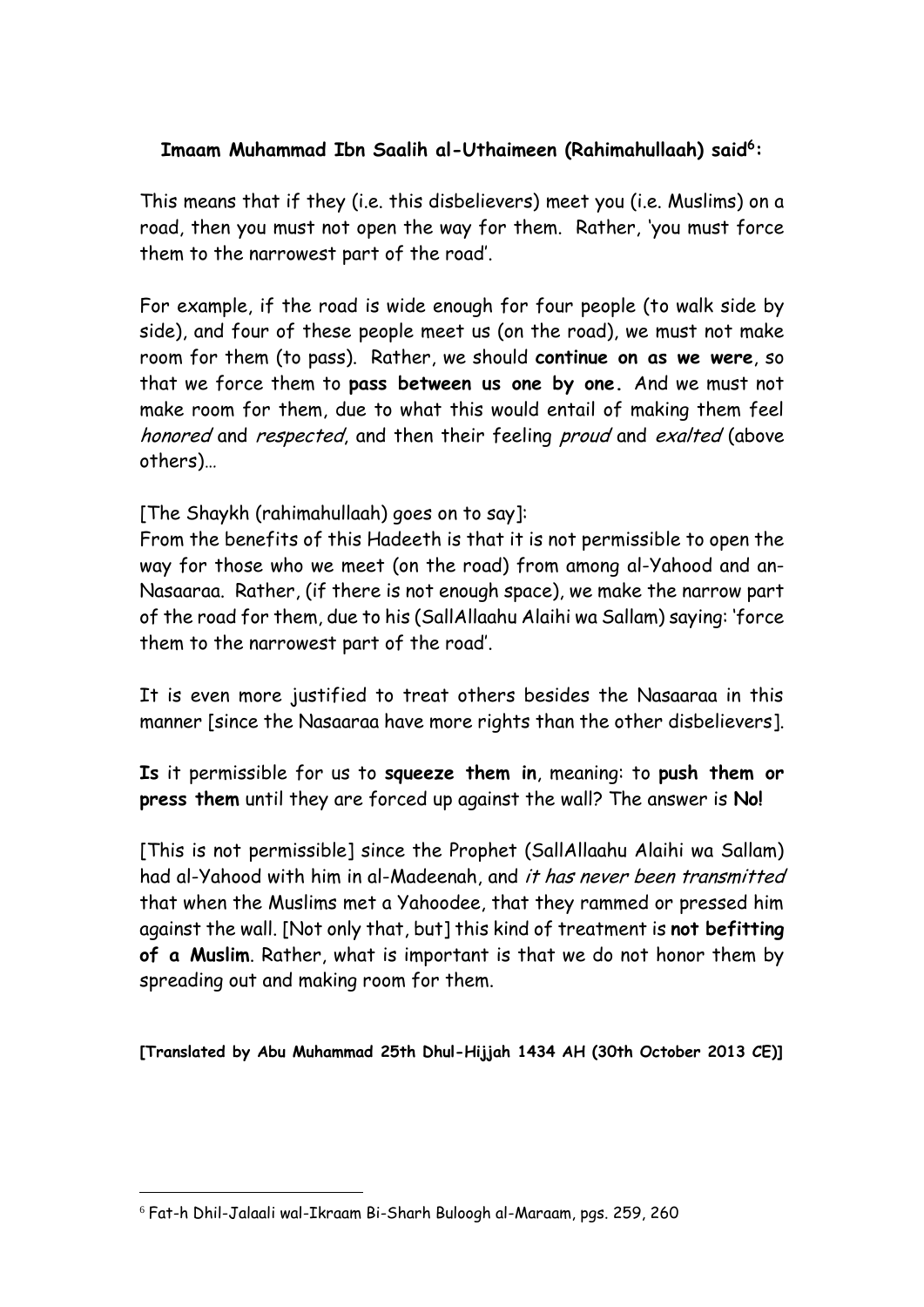**Imaam Muhammad Ibn Saalih al-Uthaimeen (Rahimahullaah) said[6]:**

This means that if they (i.e. this disbelievers) meet you (i.e. Muslims) on a road, then you must not open the way for them. Rather, 'you must force them to the narrowest part of the road'.

For example, if the road is wide enough for four people (to walk side by side), and four of these people meet us (on the road), we must not make room for them (to pass). Rather, we should **continue on as we were**, so that we force them to **pass between us one by one.** And we must not make room for them, due to what this would entail of making them feel *honored* and *respected*, and then their feeling *proud* and *exalted* (above others)…

[The Shaykh (rahimahullaah) goes on to say]:
From the benefits of this Hadeeth is that it is not permissible to open the way for those who we meet (on the road) from among al-Yahood and an-Nasaaraa. Rather, (if there is not enough space), we make the narrow part of the road for them, due to his (SallAllaahu Alaihi wa Sallam) saying: 'force them to the narrowest part of the road'.

It is even more justified to treat others besides the Nasaaraa in this manner [since the Nasaaraa have more rights than the other disbelievers].

**Is** it permissible for us to **squeeze them in**, meaning: to **push them or press them** until they are forced up against the wall? The answer is **No!**

[This is not permissible] since the Prophet (SallAllaahu Alaihi wa Sallam) had al-Yahood with him in al-Madeenah, and *it has never been transmitted* that when the Muslims met a Yahoodee, that they rammed or pressed him against the wall. [Not only that, but] this kind of treatment is **not befitting of a Muslim**. Rather, what is important is that we do not honor them by spreading out and making room for them.

**[Translated by Abu Muhammad 25th Dhul-Hijjah 1434 AH (30th October 2013 CE)]**

---

[6] Fat-h Dhil-Jalaali wal-Ikraam Bi-Sharh Buloogh al-Maraam, pgs. 259, 260